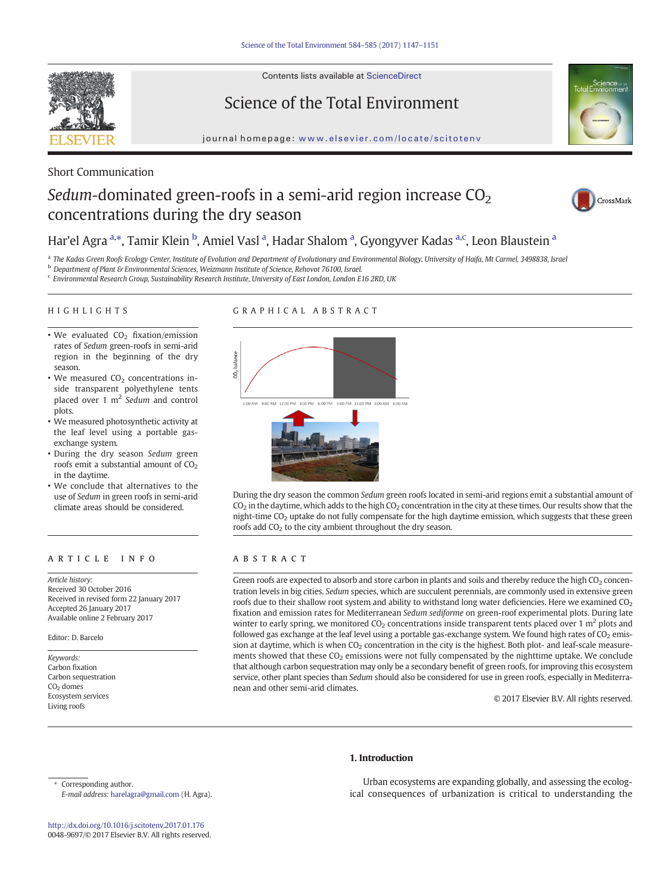Short Communication

# *Sedum*-dominated green-roofs in a semi-arid region increase $CO_2$ concentrations during the dry season

Har'el Agra [a,*], Tamir Klein [b], Amiel Vasl [a], Hadar Shalom [a], Gyongyver Kadas [a,c], Leon Blaustein [a]

[a] The Kadas Green Roofs Ecology Center, Institute of Evolution and Department of Evolutionary and Environmental Biology, University of Haifa, Mt Carmel, 3498838, Israel
[b] Department of Plant & Environmental Sciences, Weizmann Institute of Science, Rehovot 76100, Israel
[c] Environmental Research Group, Sustainability Research Institute, University of East London, London E16 2RD, UK

## HIGHLIGHTS

- We evaluated $CO_2$ fixation/emission rates of *Sedum* green-roofs in semi-arid region in the beginning of the dry season.
- We measured $CO_2$ concentrations inside transparent polyethylene tents placed over 1 $m^2$ *Sedum* and control plots.
- We measured photosynthetic activity at the leaf level using a portable gas-exchange system.
- During the dry season *Sedum* green roofs emit a substantial amount of $CO_2$ in the daytime.
- We conclude that alternatives to the use of *Sedum* in green roofs in semi-arid climate areas should be considered.

## GRAPHICAL ABSTRACT

During the dry season the common *Sedum* green roofs located in semi-arid regions emit a substantial amount of $CO_2$ in the daytime, which adds to the high $CO_2$ concentration in the city at these times. Our results show that the night-time $CO_2$ uptake do not fully compensate for the high daytime emission, which suggests that these green roofs add $CO_2$ to the city ambient throughout the dry season.

## ARTICLE INFO

*Article history:*
Received 30 October 2016
Received in revised form 22 January 2017
Accepted 26 January 2017
Available online 2 February 2017

Editor: D. Barcelo

*Keywords:*
Carbon fixation
Carbon sequestration
$CO_2$ domes
Ecosystem services
Living roofs

## ABSTRACT

Green roofs are expected to absorb and store carbon in plants and soils and thereby reduce the high $CO_2$ concentration levels in big cities. *Sedum* species, which are succulent perennials, are commonly used in extensive green roofs due to their shallow root system and ability to withstand long water deficiencies. Here we examined $CO_2$ fixation and emission rates for Mediterranean *Sedum sediforme* on green-roof experimental plots. During late winter to early spring, we monitored $CO_2$ concentrations inside transparent tents placed over 1 $m^2$ plots and followed gas exchange at the leaf level using a portable gas-exchange system. We found high rates of $CO_2$ emission at daytime, which is when $CO_2$ concentration in the city is the highest. Both plot- and leaf-scale measurements showed that these $CO_2$ emissions were not fully compensated by the nighttime uptake. We conclude that although carbon sequestration may only be a secondary benefit of green roofs, for improving this ecosystem service, other plant species than *Sedum* should also be considered for use in green roofs, especially in Mediterranean and other semi-arid climates.

© 2017 Elsevier B.V. All rights reserved.

## 1. Introduction

Urban ecosystems are expanding globally, and assessing the ecological consequences of urbanization is critical to understanding the

* Corresponding author.
*E-mail address:* harelagra@gmail.com (H. Agra).

http://dx.doi.org/10.1016/j.scitotenv.2017.01.176
0048-9697/© 2017 Elsevier B.V. All rights reserved.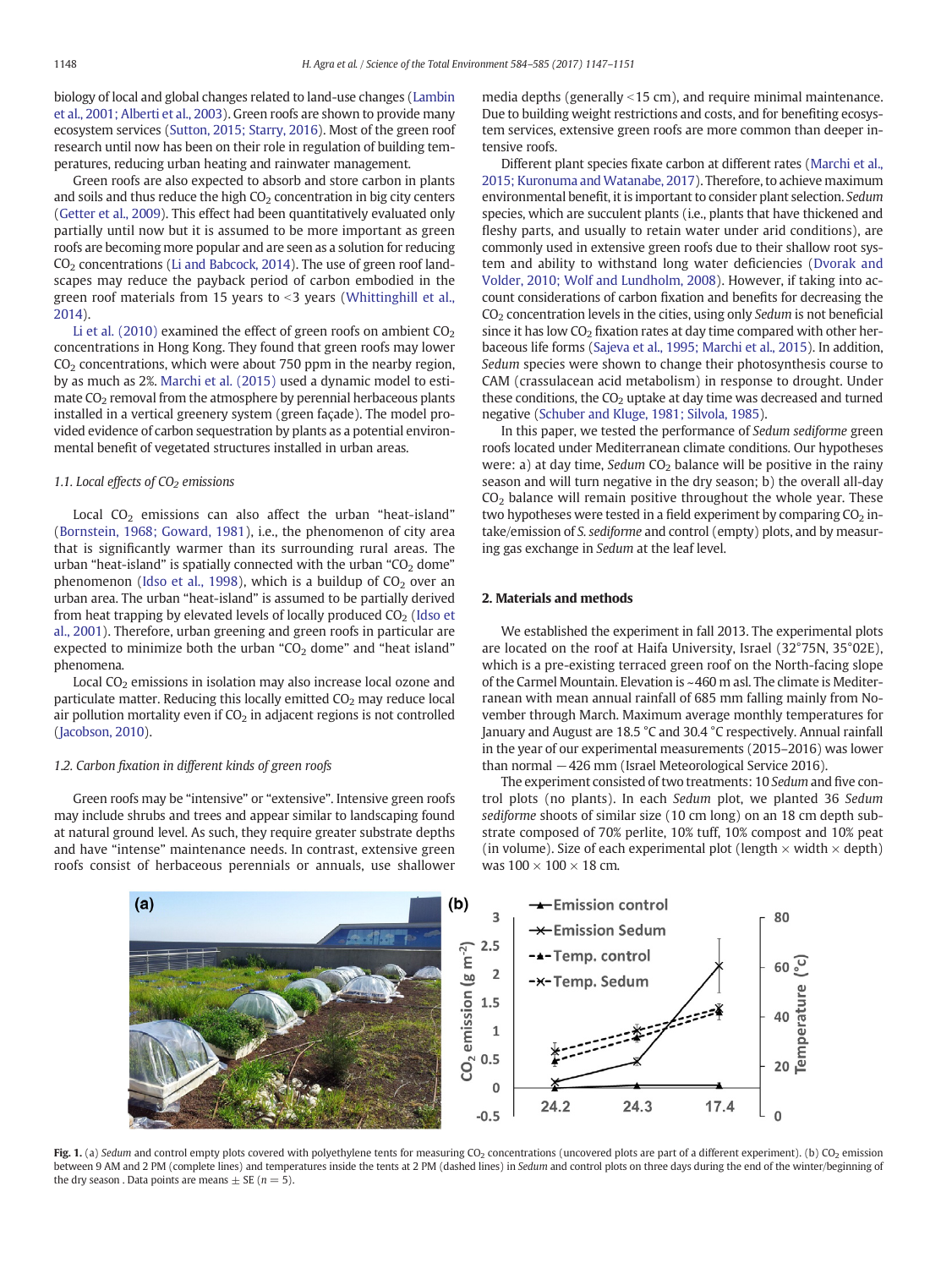biology of local and global changes related to land-use changes (Lambin et al., 2001; Alberti et al., 2003). Green roofs are shown to provide many ecosystem services (Sutton, 2015; Starry, 2016). Most of the green roof research until now has been on their role in regulation of building temperatures, reducing urban heating and rainwater management.

Green roofs are also expected to absorb and store carbon in plants and soils and thus reduce the high $CO_2$ concentration in big city centers (Getter et al., 2009). This effect had been quantitatively evaluated only partially until now but it is assumed to be more important as green roofs are becoming more popular and are seen as a solution for reducing $CO_2$ concentrations (Li and Babcock, 2014). The use of green roof landscapes may reduce the payback period of carbon embodied in the green roof materials from 15 years to <3 years (Whittinghill et al., 2014).

Li et al. (2010) examined the effect of green roofs on ambient $CO_2$ concentrations in Hong Kong. They found that green roofs may lower $CO_2$ concentrations, which were about 750 ppm in the nearby region, by as much as 2%. Marchi et al. (2015) used a dynamic model to estimate $CO_2$ removal from the atmosphere by perennial herbaceous plants installed in a vertical greenery system (green façade). The model provided evidence of carbon sequestration by plants as a potential environmental benefit of vegetated structures installed in urban areas.

### 1.1. Local effects of $CO_2$ emissions

Local $CO_2$ emissions can also affect the urban "heat-island" (Bornstein, 1968; Goward, 1981), i.e., the phenomenon of city area that is significantly warmer than its surrounding rural areas. The urban "heat-island" is spatially connected with the urban "$CO_2$ dome" phenomenon (Idso et al., 1998), which is a buildup of $CO_2$ over an urban area. The urban "heat-island" is assumed to be partially derived from heat trapping by elevated levels of locally produced $CO_2$ (Idso et al., 2001). Therefore, urban greening and green roofs in particular are expected to minimize both the urban "$CO_2$ dome" and "heat island" phenomena.

Local $CO_2$ emissions in isolation may also increase local ozone and particulate matter. Reducing this locally emitted $CO_2$ may reduce local air pollution mortality even if $CO_2$ in adjacent regions is not controlled (Jacobson, 2010).

### 1.2. Carbon fixation in different kinds of green roofs

Green roofs may be "intensive" or "extensive". Intensive green roofs may include shrubs and trees and appear similar to landscaping found at natural ground level. As such, they require greater substrate depths and have "intense" maintenance needs. In contrast, extensive green roofs consist of herbaceous perennials or annuals, use shallower media depths (generally <15 cm), and require minimal maintenance. Due to building weight restrictions and costs, and for benefiting ecosystem services, extensive green roofs are more common than deeper intensive roofs.

Different plant species fixate carbon at different rates (Marchi et al., 2015; Kuronuma and Watanabe, 2017). Therefore, to achieve maximum environmental benefit, it is important to consider plant selection. *Sedum* species, which are succulent plants (i.e., plants that have thickened and fleshy parts, and usually to retain water under arid conditions), are commonly used in extensive green roofs due to their shallow root system and ability to withstand long water deficiencies (Dvorak and Volder, 2010; Wolf and Lundholm, 2008). However, if taking into account considerations of carbon fixation and benefits for decreasing the $CO_2$ concentration levels in the cities, using only *Sedum* is not beneficial since it has low $CO_2$ fixation rates at day time compared with other herbaceous life forms (Sajeva et al., 1995; Marchi et al., 2015). In addition, *Sedum* species were shown to change their photosynthesis course to CAM (crassulacean acid metabolism) in response to drought. Under these conditions, the $CO_2$ uptake at day time was decreased and turned negative (Schuber and Kluge, 1981; Silvola, 1985).

In this paper, we tested the performance of *Sedum sediforme* green roofs located under Mediterranean climate conditions. Our hypotheses were: a) at day time, *Sedum* $CO_2$ balance will be positive in the rainy season and will turn negative in the dry season; b) the overall all-day $CO_2$ balance will remain positive throughout the whole year. These two hypotheses were tested in a field experiment by comparing $CO_2$ intake/emission of *S. sediforme* and control (empty) plots, and by measuring gas exchange in *Sedum* at the leaf level.

## 2. Materials and methods

We established the experiment in fall 2013. The experimental plots are located on the roof at Haifa University, Israel (32°75N, 35°02E), which is a pre-existing terraced green roof on the North-facing slope of the Carmel Mountain. Elevation is ~460 m asl. The climate is Mediterranean with mean annual rainfall of 685 mm falling mainly from November through March. Maximum average monthly temperatures for January and August are 18.5 °C and 30.4 °C respectively. Annual rainfall in the year of our experimental measurements (2015–2016) was lower than normal −426 mm (Israel Meteorological Service 2016).

The experiment consisted of two treatments: 10 *Sedum* and five control plots (no plants). In each *Sedum* plot, we planted 36 *Sedum sediforme* shoots of similar size (10 cm long) on an 18 cm depth substrate composed of 70% perlite, 10% tuff, 10% compost and 10% peat (in volume). Size of each experimental plot (length × width × depth) was 100 × 100 × 18 cm.

**Fig. 1.** (a) *Sedum* and control empty plots covered with polyethylene tents for measuring $CO_2$ concentrations (uncovered plots are part of a different experiment). (b) $CO_2$ emission between 9 AM and 2 PM (complete lines) and temperatures inside the tents at 2 PM (dashed lines) in *Sedum* and control plots on three days during the end of the winter/beginning of the dry season . Data points are means ± SE ($n = 5$).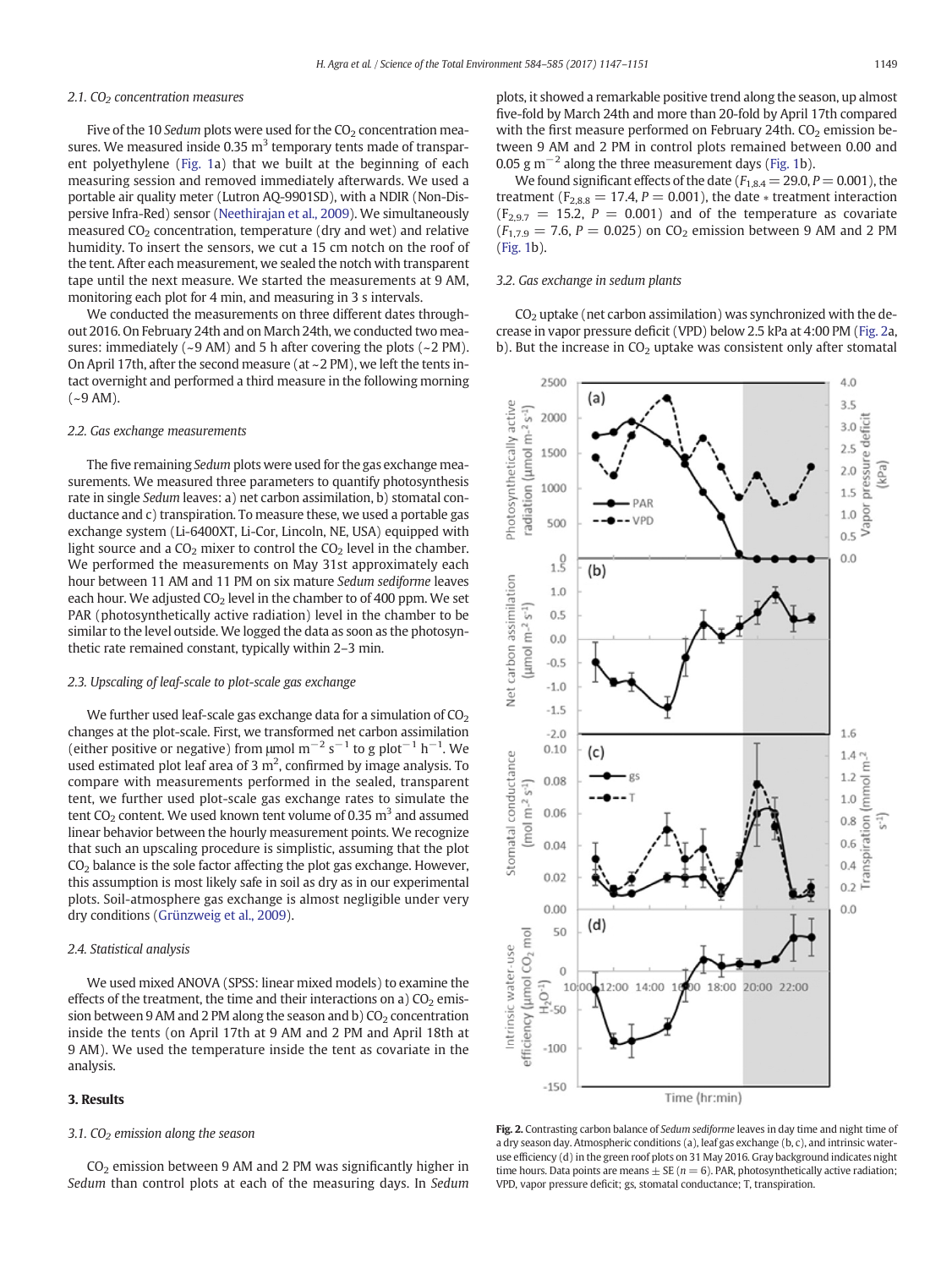### 2.1. $CO_2$ concentration measures

Five of the 10 *Sedum* plots were used for the $CO_2$ concentration measures. We measured inside 0.35 $m^3$ temporary tents made of transparent polyethylene (Fig. 1a) that we built at the beginning of each measuring session and removed immediately afterwards. We used a portable air quality meter (Lutron AQ-9901SD), with a NDIR (Non-Dispersive Infra-Red) sensor (Neethirajan et al., 2009). We simultaneously measured $CO_2$ concentration, temperature (dry and wet) and relative humidity. To insert the sensors, we cut a 15 cm notch on the roof of the tent. After each measurement, we sealed the notch with transparent tape until the next measure. We started the measurements at 9 AM, monitoring each plot for 4 min, and measuring in 3 s intervals.

We conducted the measurements on three different dates throughout 2016. On February 24th and on March 24th, we conducted two measures: immediately (~9 AM) and 5 h after covering the plots (~2 PM). On April 17th, after the second measure (at ~2 PM), we left the tents intact overnight and performed a third measure in the following morning (~9 AM).

### 2.2. Gas exchange measurements

The five remaining *Sedum* plots were used for the gas exchange measurements. We measured three parameters to quantify photosynthesis rate in single *Sedum* leaves: a) net carbon assimilation, b) stomatal conductance and c) transpiration. To measure these, we used a portable gas exchange system (Li-6400XT, Li-Cor, Lincoln, NE, USA) equipped with light source and a $CO_2$ mixer to control the $CO_2$ level in the chamber. We performed the measurements on May 31st approximately each hour between 11 AM and 11 PM on six mature *Sedum sediforme* leaves each hour. We adjusted $CO_2$ level in the chamber to of 400 ppm. We set PAR (photosynthetically active radiation) level in the chamber to be similar to the level outside. We logged the data as soon as the photosynthetic rate remained constant, typically within 2–3 min.

### 2.3. Upscaling of leaf-scale to plot-scale gas exchange

We further used leaf-scale gas exchange data for a simulation of $CO_2$ changes at the plot-scale. First, we transformed net carbon assimilation (either positive or negative) from $\mu mol\ m^{-2}\ s^{-1}$ to $g\ plot^{-1}\ h^{-1}$. We used estimated plot leaf area of 3 $m^2$, confirmed by image analysis. To compare with measurements performed in the sealed, transparent tent, we further used plot-scale gas exchange rates to simulate the tent $CO_2$ content. We used known tent volume of 0.35 $m^3$ and assumed linear behavior between the hourly measurement points. We recognize that such an upscaling procedure is simplistic, assuming that the plot $CO_2$ balance is the sole factor affecting the plot gas exchange. However, this assumption is most likely safe in soil as dry as in our experimental plots. Soil-atmosphere gas exchange is almost negligible under very dry conditions (Grünzweig et al., 2009).

### 2.4. Statistical analysis

We used mixed ANOVA (SPSS: linear mixed models) to examine the effects of the treatment, the time and their interactions on a) $CO_2$ emission between 9 AM and 2 PM along the season and b) $CO_2$ concentration inside the tents (on April 17th at 9 AM and 2 PM and April 18th at 9 AM). We used the temperature inside the tent as covariate in the analysis.

## 3. Results

### 3.1. $CO_2$ emission along the season

$CO_2$ emission between 9 AM and 2 PM was significantly higher in *Sedum* than control plots at each of the measuring days. In *Sedum* plots, it showed a remarkable positive trend along the season, up almost five-fold by March 24th and more than 20-fold by April 17th compared with the first measure performed on February 24th. $CO_2$ emission between 9 AM and 2 PM in control plots remained between 0.00 and 0.05 g $m^{-2}$ along the three measurement days (Fig. 1b).

We found significant effects of the date ($F_{1,8.4} = 29.0$, $P = 0.001$), the treatment ($F_{2,8.8} = 17.4$, $P = 0.001$), the date * treatment interaction ($F_{2,9.7} = 15.2$, $P = 0.001$) and of the temperature as covariate ($F_{1,7.9} = 7.6$, $P = 0.025$) on $CO_2$ emission between 9 AM and 2 PM (Fig. 1b).

### 3.2. Gas exchange in sedum plants

$CO_2$ uptake (net carbon assimilation) was synchronized with the decrease in vapor pressure deficit (VPD) below 2.5 kPa at 4:00 PM (Fig. 2a, b). But the increase in $CO_2$ uptake was consistent only after stomatal

**Fig. 2.** Contrasting carbon balance of *Sedum sediforme* leaves in day time and night time of a dry season day. Atmospheric conditions (a), leaf gas exchange (b, c), and intrinsic water-use efficiency (d) in the green roof plots on 31 May 2016. Gray background indicates night time hours. Data points are means ± SE ($n = 6$). PAR, photosynthetically active radiation; VPD, vapor pressure deficit; gs, stomatal conductance; T, transpiration.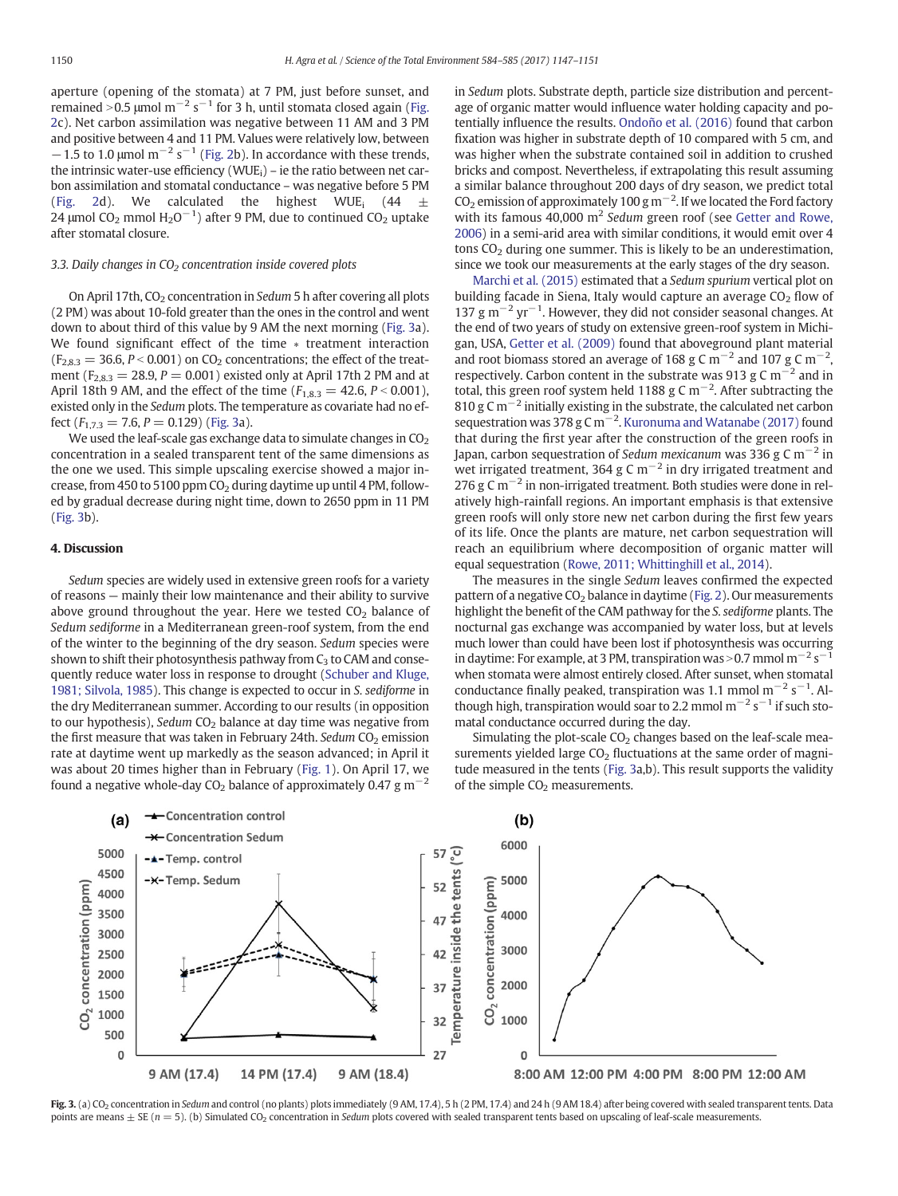aperture (opening of the stomata) at 7 PM, just before sunset, and remained >0.5 μmol $m^{-2}$ $s^{-1}$ for 3 h, until stomata closed again (Fig. 2c). Net carbon assimilation was negative between 11 AM and 3 PM and positive between 4 and 11 PM. Values were relatively low, between −1.5 to 1.0 μmol $m^{-2}$ $s^{-1}$ (Fig. 2b). In accordance with these trends, the intrinsic water-use efficiency ($WUE_i$) – ie the ratio between net carbon assimilation and stomatal conductance – was negative before 5 PM (Fig. 2d). We calculated the highest $WUE_i$ (44 ± 24 μmol $CO_2$ mmol $H_2O^{-1}$) after 9 PM, due to continued $CO_2$ uptake after stomatal closure.

### 3.3. Daily changes in $CO_2$ concentration inside covered plots

On April 17th, $CO_2$ concentration in *Sedum* 5 h after covering all plots (2 PM) was about 10-fold greater than the ones in the control and went down to about third of this value by 9 AM the next morning (Fig. 3a). We found significant effect of the time * treatment interaction ($F_{2,8.3} = 36.6$, $P < 0.001$) on $CO_2$ concentrations; the effect of the treatment ($F_{2,8.3} = 28.9$, $P = 0.001$) existed only at April 17th 2 PM and at April 18th 9 AM, and the effect of the time ($F_{1,8.3} = 42.6$, $P < 0.001$), existed only in the *Sedum* plots. The temperature as covariate had no effect ($F_{1,7.3} = 7.6$, $P = 0.129$) (Fig. 3a).

We used the leaf-scale gas exchange data to simulate changes in $CO_2$ concentration in a sealed transparent tent of the same dimensions as the one we used. This simple upscaling exercise showed a major increase, from 450 to 5100 ppm $CO_2$ during daytime up until 4 PM, followed by gradual decrease during night time, down to 2650 ppm in 11 PM (Fig. 3b).

## 4. Discussion

*Sedum* species are widely used in extensive green roofs for a variety of reasons — mainly their low maintenance and their ability to survive above ground throughout the year. Here we tested $CO_2$ balance of *Sedum sediforme* in a Mediterranean green-roof system, from the end of the winter to the beginning of the dry season. *Sedum* species were shown to shift their photosynthesis pathway from $C_3$ to CAM and consequently reduce water loss in response to drought (Schuber and Kluge, 1981; Silvola, 1985). This change is expected to occur in *S. sediforme* in the dry Mediterranean summer. According to our results (in opposition to our hypothesis), *Sedum* $CO_2$ balance at day time was negative from the first measure that was taken in February 24th. *Sedum* $CO_2$ emission rate at daytime went up markedly as the season advanced; in April it was about 20 times higher than in February (Fig. 1). On April 17, we found a negative whole-day $CO_2$ balance of approximately 0.47 g $m^{-2}$ in *Sedum* plots. Substrate depth, particle size distribution and percentage of organic matter would influence water holding capacity and potentially influence the results. Ondoño et al. (2016) found that carbon fixation was higher in substrate depth of 10 compared with 5 cm, and was higher when the substrate contained soil in addition to crushed bricks and compost. Nevertheless, if extrapolating this result assuming a similar balance throughout 200 days of dry season, we predict total $CO_2$ emission of approximately 100 g $m^{-2}$. If we located the Ford factory with its famous 40,000 $m^2$ *Sedum* green roof (see Getter and Rowe, 2006) in a semi-arid area with similar conditions, it would emit over 4 tons $CO_2$ during one summer. This is likely to be an underestimation, since we took our measurements at the early stages of the dry season.

Marchi et al. (2015) estimated that a *Sedum spurium* vertical plot on building facade in Siena, Italy would capture an average $CO_2$ flow of 137 g $m^{-2}$ $yr^{-1}$. However, they did not consider seasonal changes. At the end of two years of study on extensive green-roof system in Michigan, USA, Getter et al. (2009) found that aboveground plant material and root biomass stored an average of 168 g C $m^{-2}$ and 107 g C $m^{-2}$, respectively. Carbon content in the substrate was 913 g C $m^{-2}$ and in total, this green roof system held 1188 g C $m^{-2}$. After subtracting the 810 g C $m^{-2}$ initially existing in the substrate, the calculated net carbon sequestration was 378 g C $m^{-2}$. Kuronuma and Watanabe (2017) found that during the first year after the construction of the green roofs in Japan, carbon sequestration of *Sedum mexicanum* was 336 g C $m^{-2}$ in wet irrigated treatment, 364 g C $m^{-2}$ in dry irrigated treatment and 276 g C $m^{-2}$ in non-irrigated treatment. Both studies were done in relatively high-rainfall regions. An important emphasis is that extensive green roofs will only store new net carbon during the first few years of its life. Once the plants are mature, net carbon sequestration will reach an equilibrium where decomposition of organic matter will equal sequestration (Rowe, 2011; Whittinghill et al., 2014).

The measures in the single *Sedum* leaves confirmed the expected pattern of a negative $CO_2$ balance in daytime (Fig. 2). Our measurements highlight the benefit of the CAM pathway for the *S. sediforme* plants. The nocturnal gas exchange was accompanied by water loss, but at levels much lower than could have been lost if photosynthesis was occurring in daytime: For example, at 3 PM, transpiration was >0.7 mmol $m^{-2}$ $s^{-1}$ when stomata were almost entirely closed. After sunset, when stomatal conductance finally peaked, transpiration was 1.1 mmol $m^{-2}$ $s^{-1}$. Although high, transpiration would soar to 2.2 mmol $m^{-2}$ $s^{-1}$ if such stomatal conductance occurred during the day.

Simulating the plot-scale $CO_2$ changes based on the leaf-scale measurements yielded large $CO_2$ fluctuations at the same order of magnitude measured in the tents (Fig. 3a,b). This result supports the validity of the simple $CO_2$ measurements.

**Fig. 3.** (a) $CO_2$ concentration in *Sedum* and control (no plants) plots immediately (9 AM, 17.4), 5 h (2 PM, 17.4) and 24 h (9 AM 18.4) after being covered with sealed transparent tents. Data points are means ± SE (n = 5). (b) Simulated $CO_2$ concentration in *Sedum* plots covered with sealed transparent tents based on upscaling of leaf-scale measurements.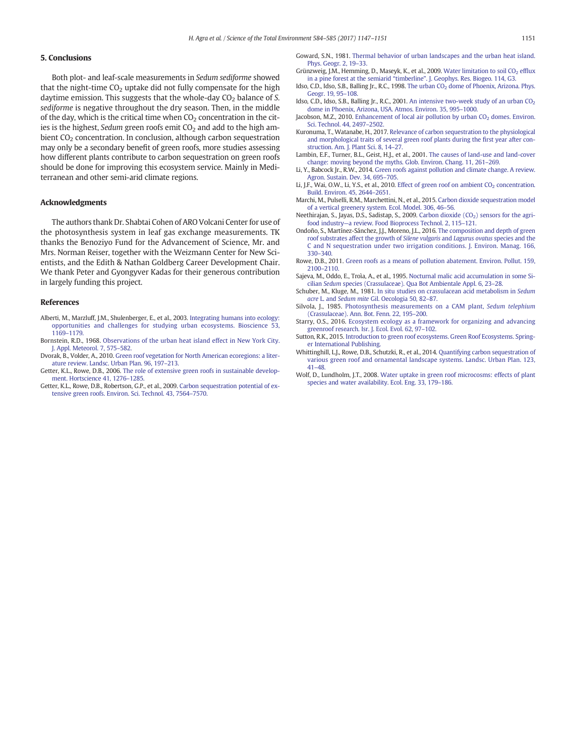## 5. Conclusions

Both plot- and leaf-scale measurements in *Sedum sediforme* showed that the night-time $CO_2$ uptake did not fully compensate for the high daytime emission. This suggests that the whole-day $CO_2$ balance of *S. sediforme* is negative throughout the dry season. Then, in the middle of the day, which is the critical time when $CO_2$ concentration in the cities is the highest, *Sedum* green roofs emit $CO_2$ and add to the high ambient $CO_2$ concentration. In conclusion, although carbon sequestration may only be a secondary benefit of green roofs, more studies assessing how different plants contribute to carbon sequestration on green roofs should be done for improving this ecosystem service. Mainly in Mediterranean and other semi-arid climate regions.

## Acknowledgments

The authors thank Dr. Shabtai Cohen of ARO Volcani Center for use of the photosynthesis system in leaf gas exchange measurements. TK thanks the Benoziyo Fund for the Advancement of Science, Mr. and Mrs. Norman Reiser, together with the Weizmann Center for New Scientists, and the Edith & Nathan Goldberg Career Development Chair. We thank Peter and Gyongyver Kadas for their generous contribution in largely funding this project.

## References

Alberti, M., Marzluff, J.M., Shulenberger, E., et al., 2003. Integrating humans into ecology: opportunities and challenges for studying urban ecosystems. Bioscience 53, 1169–1179.

Bornstein, R.D., 1968. Observations of the urban heat island effect in New York City. J. Appl. Meteorol. 7, 575–582.

Dvorak, B., Volder, A., 2010. Green roof vegetation for North American ecoregions: a literature review. Landsc. Urban Plan. 96, 197–213.

Getter, K.L., Rowe, D.B., 2006. The role of extensive green roofs in sustainable development. Hortscience 41, 1276–1285.

Getter, K.L., Rowe, D.B., Robertson, G.P., et al., 2009. Carbon sequestration potential of extensive green roofs. Environ. Sci. Technol. 43, 7564–7570.

Goward, S.N., 1981. Thermal behavior of urban landscapes and the urban heat island. Phys. Geogr. 2, 19–33.

Grünzweig, J.M., Hemming, D., Maseyk, K., et al., 2009. Water limitation to soil $CO_2$ efflux in a pine forest at the semiarid "timberline". J. Geophys. Res. Biogeo. 114, G3.

Idso, C.D., Idso, S.B., Balling Jr., R.C., 1998. The urban $CO_2$ dome of Phoenix, Arizona. Phys. Geogr. 19, 95–108.

Idso, C.D., Idso, S.B., Balling Jr., R.C., 2001. An intensive two-week study of an urban $CO_2$ dome in Phoenix, Arizona, USA. Atmos. Environ. 35, 995–1000.

Jacobson, M.Z., 2010. Enhancement of local air pollution by urban $CO_2$ domes. Environ. Sci. Technol. 44, 2497–2502.

Kuronuma, T., Watanabe, H., 2017. Relevance of carbon sequestration to the physiological and morphological traits of several green roof plants during the first year after construction. Am. J. Plant Sci. 8, 14–27.

Lambin, E.F., Turner, B.L., Geist, H.J., et al., 2001. The causes of land-use and land-cover change: moving beyond the myths. Glob. Environ. Chang. 11, 261–269.

Li, Y., Babcock Jr., R.W., 2014. Green roofs against pollution and climate change. A review. Agron. Sustain. Dev. 34, 695–705.

Li, J.F., Wai, O.W., Li, Y.S., et al., 2010. Effect of green roof on ambient $CO_2$ concentration. Build. Environ. 45, 2644–2651.

Marchi, M., Pulselli, R.M., Marchettini, N., et al., 2015. Carbon dioxide sequestration model of a vertical greenery system. Ecol. Model. 306, 46–56.

Neethirajan, S., Jayas, D.S., Sadistap, S., 2009. Carbon dioxide ($CO_2$) sensors for the agri-food industry—a review. Food Bioprocess Technol. 2, 115–121.

Ondoño, S., Martínez-Sánchez, J.J., Moreno, J.L., 2016. The composition and depth of green roof substrates affect the growth of *Silene vulgaris* and *Lagurus ovatus* species and the C and N sequestration under two irrigation conditions. J. Environ. Manag. 166, 330–340.

Rowe, D.B., 2011. Green roofs as a means of pollution abatement. Environ. Pollut. 159, 2100–2110.

Sajeva, M., Oddo, E., Troìa, A., et al., 1995. Nocturnal malic acid accumulation in some Sicilian *Sedum* species (Crassulaceae). Qua Bot Ambientale Appl. 6, 23–28.

Schuber, M., Kluge, M., 1981. In situ studies on crassulacean acid metabolism in *Sedum acre* L. and *Sedum mite* Gil. Oecologia 50, 82–87.

Silvola, J., 1985. Photosynthesis measurements on a CAM plant, *Sedum telephium* (Crassulaceae). Ann. Bot. Fenn. 22, 195–200.

Starry, O.S., 2016. Ecosystem ecology as a framework for organizing and advancing greenroof research. Isr. J. Ecol. Evol. 62, 97–102.

Sutton, R.K., 2015. Introduction to green roof ecosystems. Green Roof Ecosystems. Springer International Publishing.

Whittinghill, L.J., Rowe, D.B., Schutzki, R., et al., 2014. Quantifying carbon sequestration of various green roof and ornamental landscape systems. Landsc. Urban Plan. 123, 41–48.

Wolf, D., Lundholm, J.T., 2008. Water uptake in green roof microcosms: effects of plant species and water availability. Ecol. Eng. 33, 179–186.